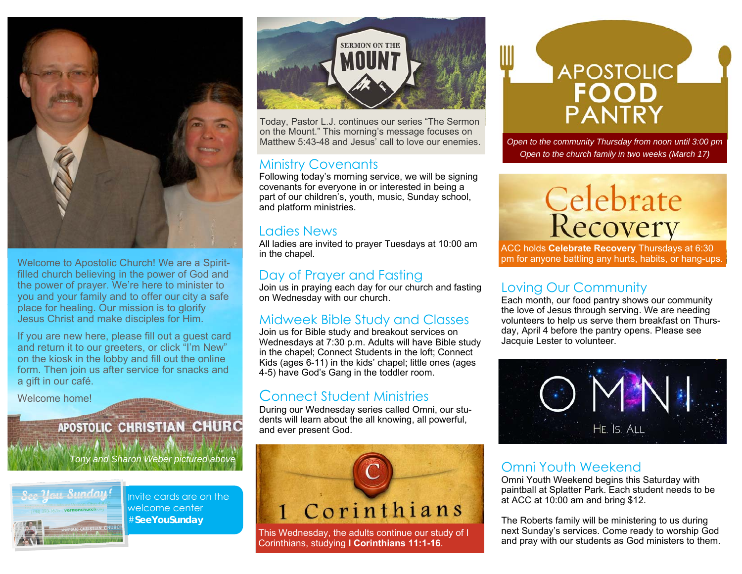Welcome to Apostolic Church! We are a Spirit-filled church believing in the power of God and the power of prayer. We're here to minister to you and your family and to offer our city a safe place for healing. Our mission is to glorify Jesus Christ and make disciples for Him.

If you are new here, please fill out a guest card and return it to our greeters, or click "I'm New" on the kiosk in the lobby and fill out the online form. Then join us after service for snacks and a gift in our café.

Welcome home!

APOSTOLIC CHRISTIAN CHURC

*Tony and Sharon Weber pictured above*

See You Sunday!

Invite cards are on the welcome center #**SeeYouSunday**

SERMON ON THE MOUNT

Today, Pastor L.J. continues our series "The Sermon on the Mount." This morning's message focuses on Matthew 5:43-48 and Jesus' call to love our enemies.

## Ministry Covenants

Following today's morning service, we will be signing covenants for everyone in or interested in being a part of our children's, youth, music, Sunday school, and platform ministries.

## Ladies News

All ladies are invited to prayer Tuesdays at 10:00 am in the chapel.

## Day of Prayer and Fasting

Join us in praying each day for our church and fasting on Wednesday with our church.

## Midweek Bible Study and Classes

Join us for Bible study and breakout services on Wednesdays at 7:30 p.m. Adults will have Bible study in the chapel; Connect Students in the loft; Connect Kids (ages 6-11) in the kids' chapel; little ones (ages 4-5) have God's Gang in the toddler room.

## Connect Student Ministries

During our Wednesday series called Omni, our students will learn about the all knowing, all powerful, and ever present God.

1 Corinthians

This Wednesday, the adults continue our study of I Corinthians, studying **I Corinthians 11:1-16**.

APOSTOLIC FOOD PANTRY

*Open to the community Thursday from noon until 3:00 pm*
*Open to the church family in two weeks (March 17)*

Celebrate Recovery

ACC holds **Celebrate Recovery** Thursdays at 6:30 pm for anyone battling any hurts, habits, or hang-ups.

## Loving Our Community

Each month, our food pantry shows our community the love of Jesus through serving. We are needing volunteers to help us serve them breakfast on Thursday, April 4 before the pantry opens. Please see Jacquie Lester to volunteer.

OMNI

He. Is. All

## Omni Youth Weekend

Omni Youth Weekend begins this Saturday with paintball at Splatter Park. Each student needs to be at ACC at 10:00 am and bring $12.

The Roberts family will be ministering to us during next Sunday's services. Come ready to worship God and pray with our students as God ministers to them.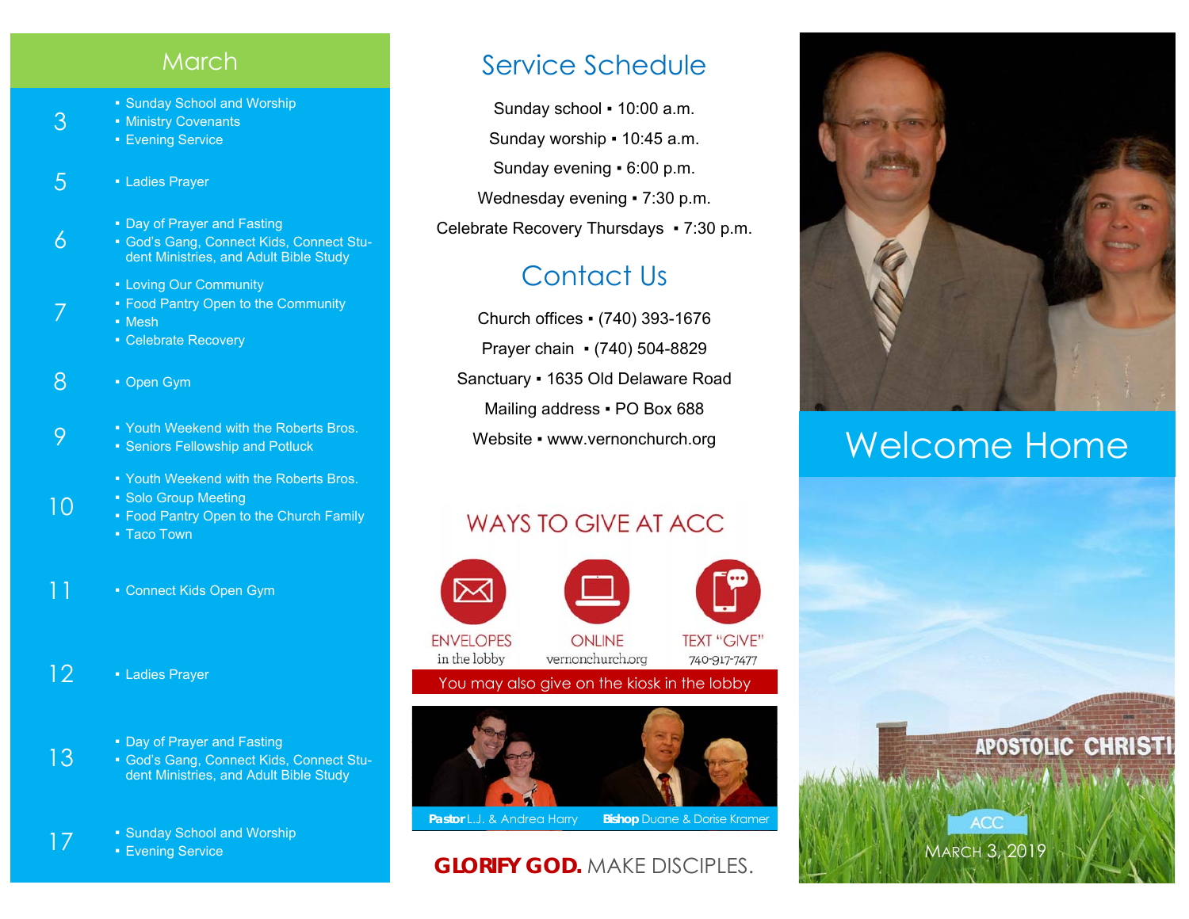## March

**3**
- Sunday School and Worship
- Ministry Covenants
- Evening Service

**5**
- Ladies Prayer

**6**
- Day of Prayer and Fasting
- God's Gang, Connect Kids, Connect Student Ministries, and Adult Bible Study

**7**
- Loving Our Community
- Food Pantry Open to the Community
- Mesh
- Celebrate Recovery

**8**
- Open Gym

**9**
- Youth Weekend with the Roberts Bros.
- Seniors Fellowship and Potluck

**10**
- Youth Weekend with the Roberts Bros.
- Solo Group Meeting
- Food Pantry Open to the Church Family
- Taco Town

**11**
- Connect Kids Open Gym

**12**
- Ladies Prayer

**13**
- Day of Prayer and Fasting
- God's Gang, Connect Kids, Connect Student Ministries, and Adult Bible Study

**17**
- Sunday School and Worship
- Evening Service

## Service Schedule

Sunday school ▪ 10:00 a.m.

Sunday worship ▪ 10:45 a.m.

Sunday evening ▪ 6:00 p.m.

Wednesday evening ▪ 7:30 p.m.

Celebrate Recovery Thursdays ▪ 7:30 p.m.

## Contact Us

Church offices ▪ (740) 393-1676

Prayer chain ▪ (740) 504-8829

Sanctuary ▪ 1635 Old Delaware Road

Mailing address ▪ PO Box 688

Website ▪ www.vernonchurch.org

## WAYS TO GIVE AT ACC

ENVELOPES in the lobby

ONLINE vernonchurch.org

TEXT "GIVE" 740-917-7477

You may also give on the kiosk in the lobby

**Pastor** L.J. & Andrea Harry **Bishop** Duane & Dorise Kramer

**GLORIFY GOD.** MAKE DISCIPLES.

# Welcome Home

APOSTOLIC CHRISTI

ACC

MARCH 3, 2019